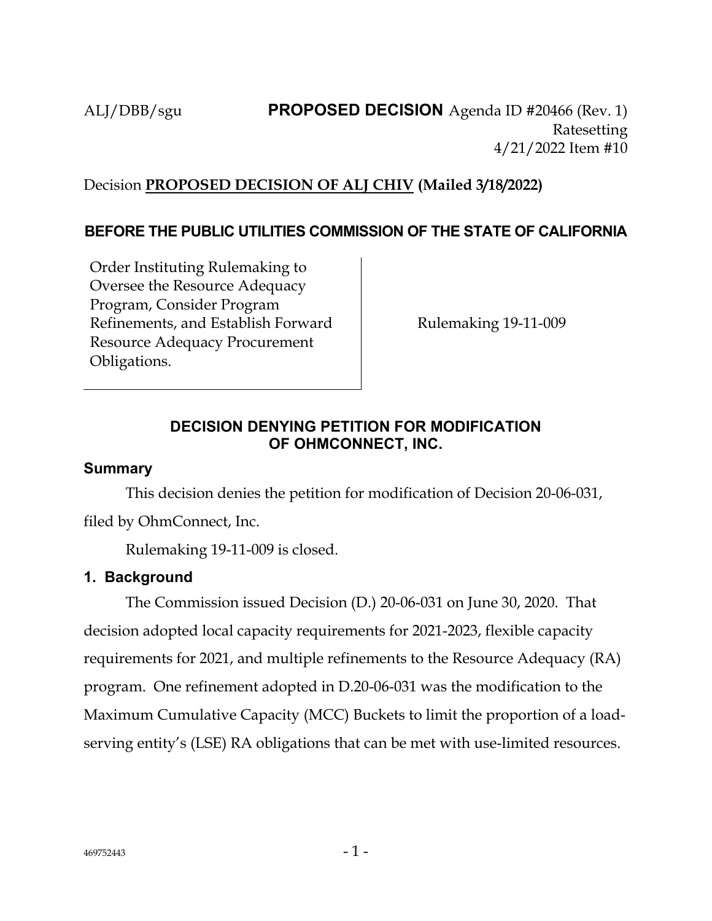ALJ/DBB/sgu **PROPOSED DECISION** Agenda ID #20466 (Rev. 1)
Ratesetting
4/21/2022 Item #10

Decision **PROPOSED DECISION OF ALJ CHIV (Mailed 3/18/2022)**

**BEFORE THE PUBLIC UTILITIES COMMISSION OF THE STATE OF CALIFORNIA**

| | |
|---|---|
| Order Instituting Rulemaking to Oversee the Resource Adequacy Program, Consider Program Refinements, and Establish Forward Resource Adequacy Procurement Obligations. | Rulemaking 19-11-009 |

## DECISION DENYING PETITION FOR MODIFICATION OF OHMCONNECT, INC.

### Summary

This decision denies the petition for modification of Decision 20-06-031, filed by OhmConnect, Inc.

Rulemaking 19-11-009 is closed.

### 1. Background

The Commission issued Decision (D.) 20-06-031 on June 30, 2020. That decision adopted local capacity requirements for 2021-2023, flexible capacity requirements for 2021, and multiple refinements to the Resource Adequacy (RA) program. One refinement adopted in D.20-06-031 was the modification to the Maximum Cumulative Capacity (MCC) Buckets to limit the proportion of a load-serving entity's (LSE) RA obligations that can be met with use-limited resources.

469752443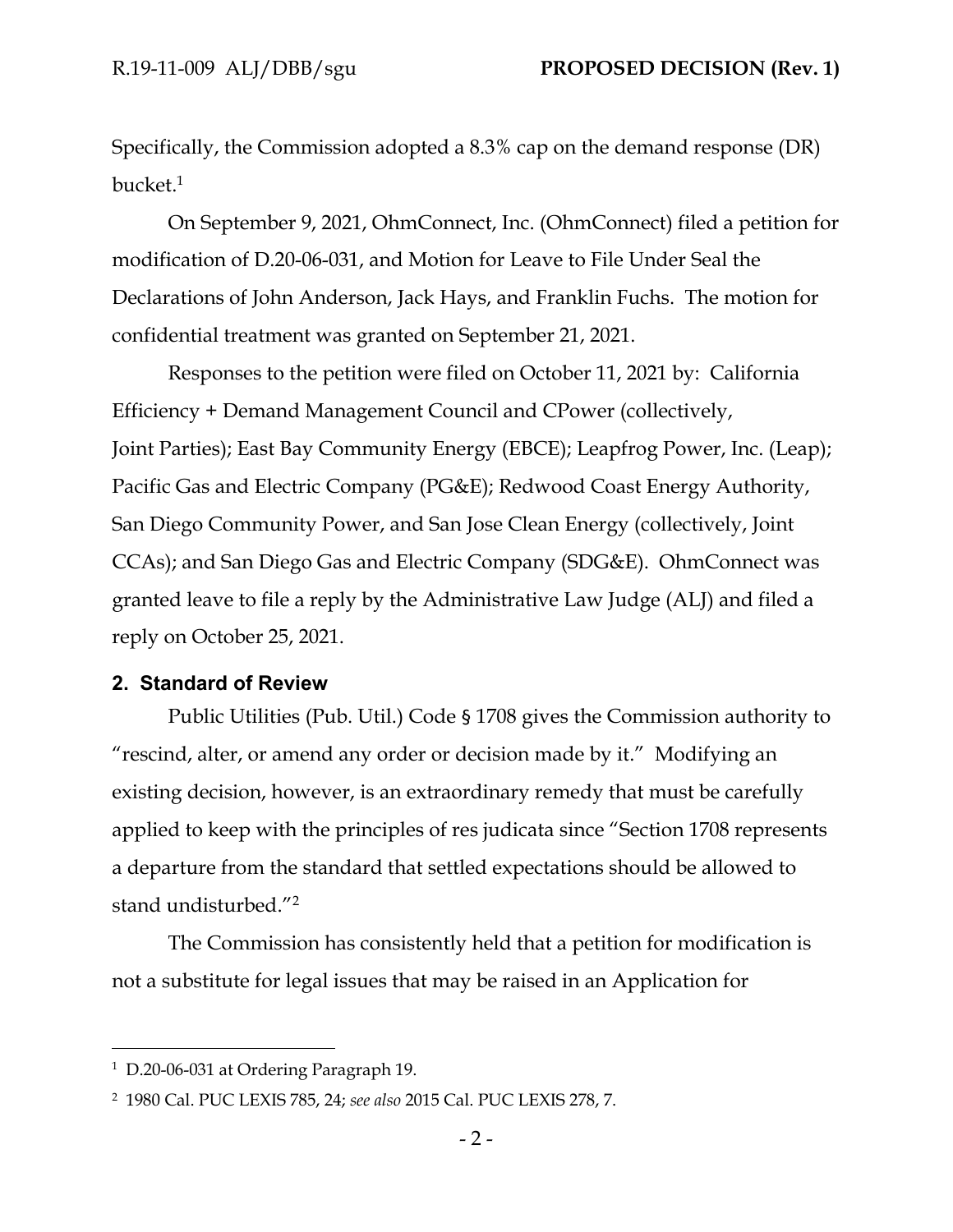Specifically, the Commission adopted a 8.3% cap on the demand response (DR) bucket.[1]

On September 9, 2021, OhmConnect, Inc. (OhmConnect) filed a petition for modification of D.20-06-031, and Motion for Leave to File Under Seal the Declarations of John Anderson, Jack Hays, and Franklin Fuchs. The motion for confidential treatment was granted on September 21, 2021.

Responses to the petition were filed on October 11, 2021 by: California Efficiency + Demand Management Council and CPower (collectively, Joint Parties); East Bay Community Energy (EBCE); Leapfrog Power, Inc. (Leap); Pacific Gas and Electric Company (PG&E); Redwood Coast Energy Authority, San Diego Community Power, and San Jose Clean Energy (collectively, Joint CCAs); and San Diego Gas and Electric Company (SDG&E). OhmConnect was granted leave to file a reply by the Administrative Law Judge (ALJ) and filed a reply on October 25, 2021.

## 2. Standard of Review

Public Utilities (Pub. Util.) Code § 1708 gives the Commission authority to "rescind, alter, or amend any order or decision made by it." Modifying an existing decision, however, is an extraordinary remedy that must be carefully applied to keep with the principles of res judicata since "Section 1708 represents a departure from the standard that settled expectations should be allowed to stand undisturbed."[2]

The Commission has consistently held that a petition for modification is not a substitute for legal issues that may be raised in an Application for

---

[1] D.20-06-031 at Ordering Paragraph 19.

[2] 1980 Cal. PUC LEXIS 785, 24; *see also* 2015 Cal. PUC LEXIS 278, 7.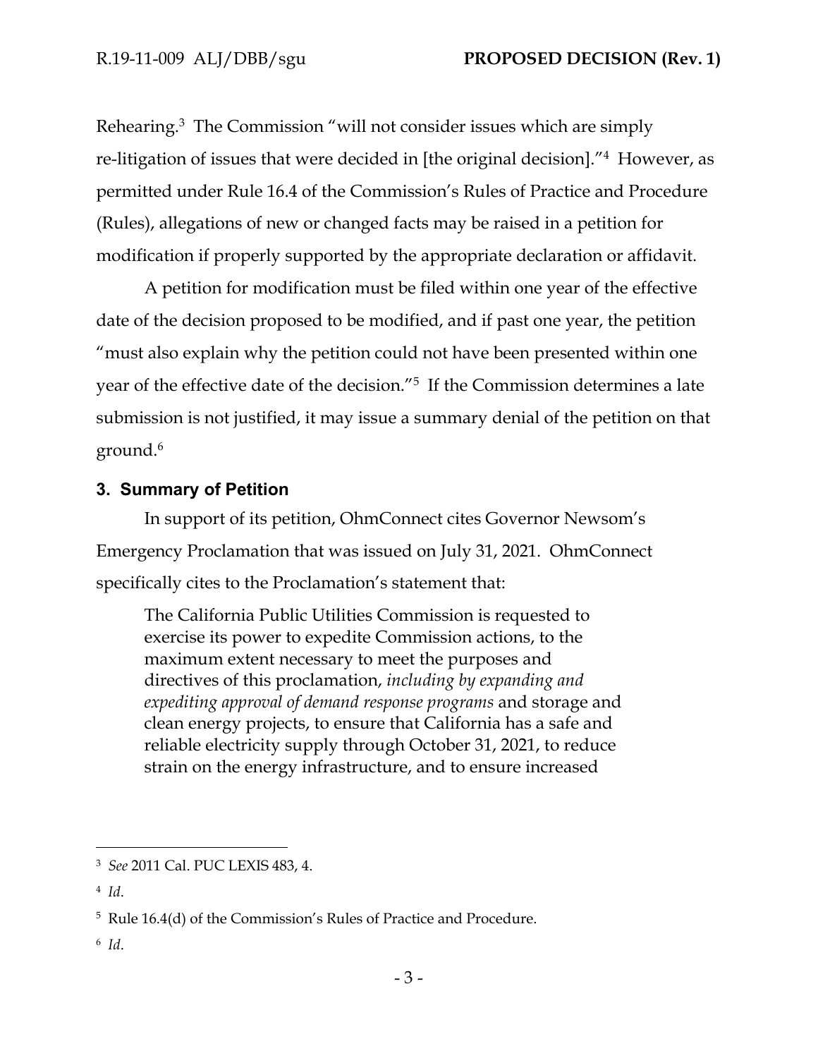Rehearing.[3] The Commission "will not consider issues which are simply re-litigation of issues that were decided in [the original decision]."[4] However, as permitted under Rule 16.4 of the Commission's Rules of Practice and Procedure (Rules), allegations of new or changed facts may be raised in a petition for modification if properly supported by the appropriate declaration or affidavit.

A petition for modification must be filed within one year of the effective date of the decision proposed to be modified, and if past one year, the petition "must also explain why the petition could not have been presented within one year of the effective date of the decision."[5] If the Commission determines a late submission is not justified, it may issue a summary denial of the petition on that ground.[6]

## 3. Summary of Petition

In support of its petition, OhmConnect cites Governor Newsom's Emergency Proclamation that was issued on July 31, 2021. OhmConnect specifically cites to the Proclamation's statement that:

> The California Public Utilities Commission is requested to exercise its power to expedite Commission actions, to the maximum extent necessary to meet the purposes and directives of this proclamation, *including by expanding and expediting approval of demand response programs* and storage and clean energy projects, to ensure that California has a safe and reliable electricity supply through October 31, 2021, to reduce strain on the energy infrastructure, and to ensure increased

---

[3] *See* 2011 Cal. PUC LEXIS 483, 4.

[4] *Id*.

[5] Rule 16.4(d) of the Commission's Rules of Practice and Procedure.

[6] *Id*.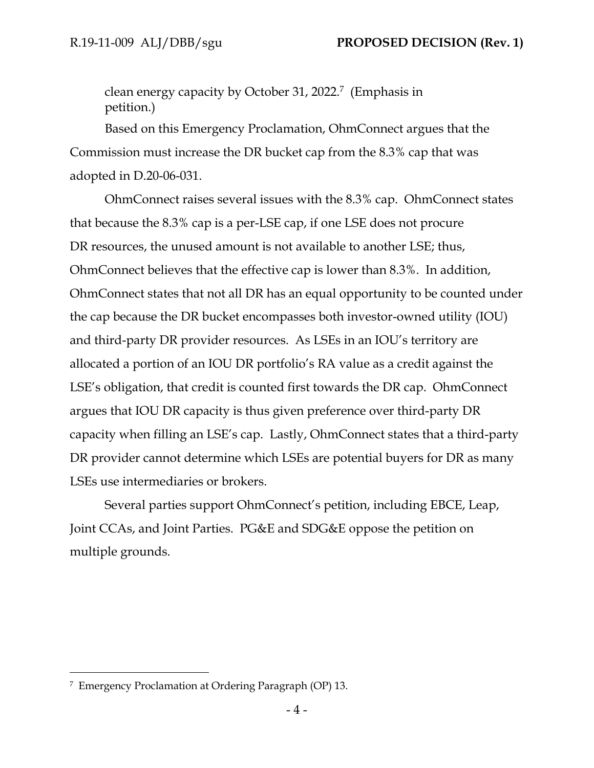clean energy capacity by October 31, 2022.[7] (Emphasis in petition.)

Based on this Emergency Proclamation, OhmConnect argues that the Commission must increase the DR bucket cap from the 8.3% cap that was adopted in D.20-06-031.

OhmConnect raises several issues with the 8.3% cap. OhmConnect states that because the 8.3% cap is a per-LSE cap, if one LSE does not procure DR resources, the unused amount is not available to another LSE; thus, OhmConnect believes that the effective cap is lower than 8.3%. In addition, OhmConnect states that not all DR has an equal opportunity to be counted under the cap because the DR bucket encompasses both investor-owned utility (IOU) and third-party DR provider resources. As LSEs in an IOU's territory are allocated a portion of an IOU DR portfolio's RA value as a credit against the LSE's obligation, that credit is counted first towards the DR cap. OhmConnect argues that IOU DR capacity is thus given preference over third-party DR capacity when filling an LSE's cap. Lastly, OhmConnect states that a third-party DR provider cannot determine which LSEs are potential buyers for DR as many LSEs use intermediaries or brokers.

Several parties support OhmConnect's petition, including EBCE, Leap, Joint CCAs, and Joint Parties. PG&E and SDG&E oppose the petition on multiple grounds.

---

[7] Emergency Proclamation at Ordering Paragraph (OP) 13.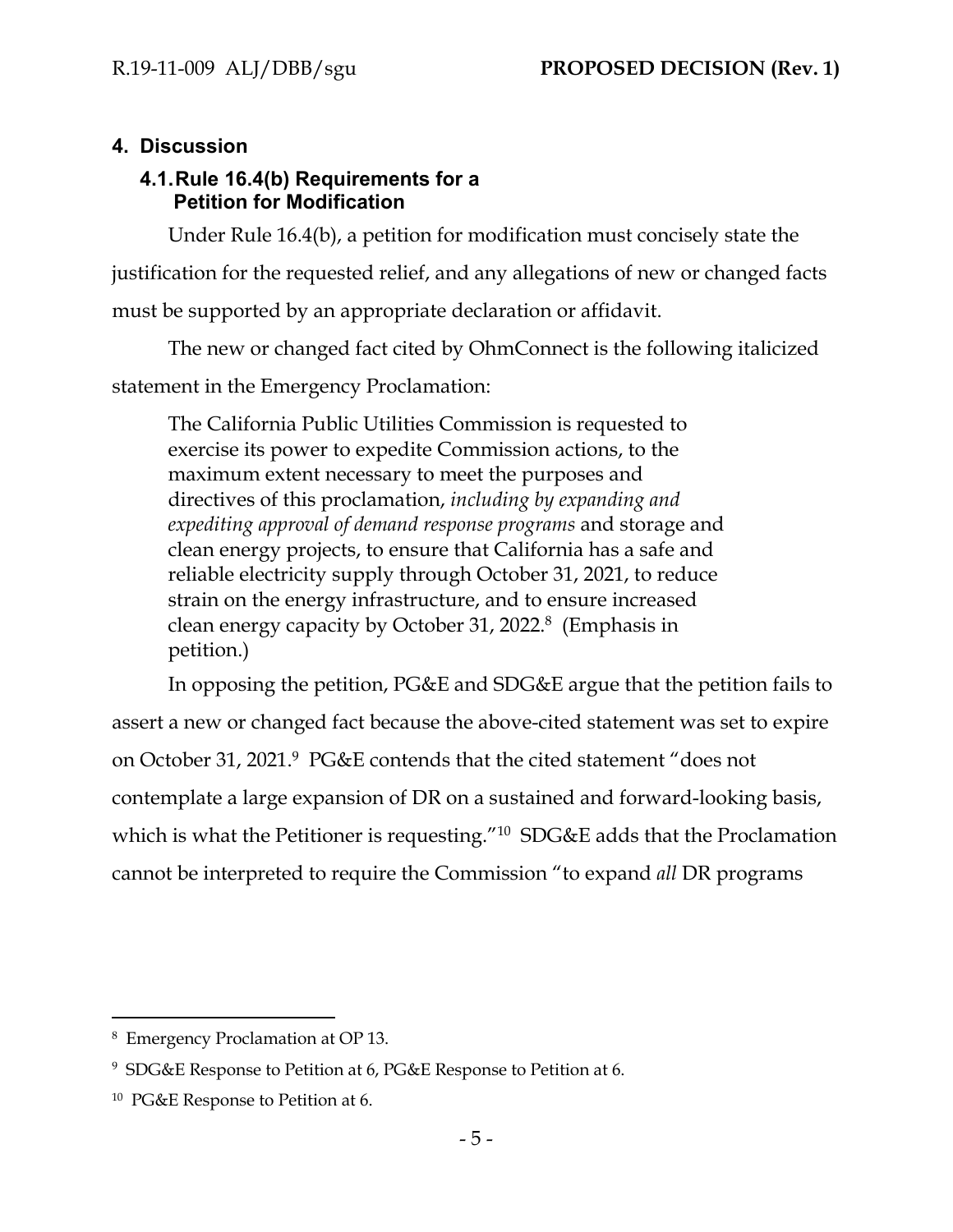## 4. Discussion

### 4.1. Rule 16.4(b) Requirements for a Petition for Modification

Under Rule 16.4(b), a petition for modification must concisely state the justification for the requested relief, and any allegations of new or changed facts must be supported by an appropriate declaration or affidavit.

The new or changed fact cited by OhmConnect is the following italicized statement in the Emergency Proclamation:

> The California Public Utilities Commission is requested to exercise its power to expedite Commission actions, to the maximum extent necessary to meet the purposes and directives of this proclamation, *including by expanding and expediting approval of demand response programs* and storage and clean energy projects, to ensure that California has a safe and reliable electricity supply through October 31, 2021, to reduce strain on the energy infrastructure, and to ensure increased clean energy capacity by October 31, 2022.[8] (Emphasis in petition.)

In opposing the petition, PG&E and SDG&E argue that the petition fails to assert a new or changed fact because the above-cited statement was set to expire on October 31, 2021.[9] PG&E contends that the cited statement "does not contemplate a large expansion of DR on a sustained and forward-looking basis, which is what the Petitioner is requesting."[10] SDG&E adds that the Proclamation cannot be interpreted to require the Commission "to expand *all* DR programs

---

[8] Emergency Proclamation at OP 13.

[9] SDG&E Response to Petition at 6, PG&E Response to Petition at 6.

[10] PG&E Response to Petition at 6.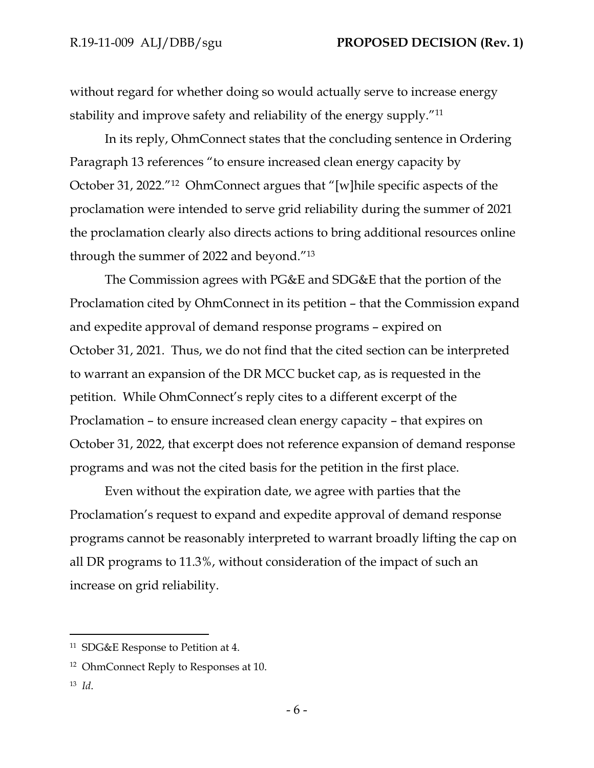without regard for whether doing so would actually serve to increase energy stability and improve safety and reliability of the energy supply."[11]

In its reply, OhmConnect states that the concluding sentence in Ordering Paragraph 13 references "to ensure increased clean energy capacity by October 31, 2022."[12] OhmConnect argues that "[w]hile specific aspects of the proclamation were intended to serve grid reliability during the summer of 2021 the proclamation clearly also directs actions to bring additional resources online through the summer of 2022 and beyond."[13]

The Commission agrees with PG&E and SDG&E that the portion of the Proclamation cited by OhmConnect in its petition – that the Commission expand and expedite approval of demand response programs – expired on October 31, 2021. Thus, we do not find that the cited section can be interpreted to warrant an expansion of the DR MCC bucket cap, as is requested in the petition. While OhmConnect's reply cites to a different excerpt of the Proclamation – to ensure increased clean energy capacity – that expires on October 31, 2022, that excerpt does not reference expansion of demand response programs and was not the cited basis for the petition in the first place.

Even without the expiration date, we agree with parties that the Proclamation's request to expand and expedite approval of demand response programs cannot be reasonably interpreted to warrant broadly lifting the cap on all DR programs to 11.3%, without consideration of the impact of such an increase on grid reliability.

---

[11] SDG&E Response to Petition at 4.

[12] OhmConnect Reply to Responses at 10.

[13] *Id*.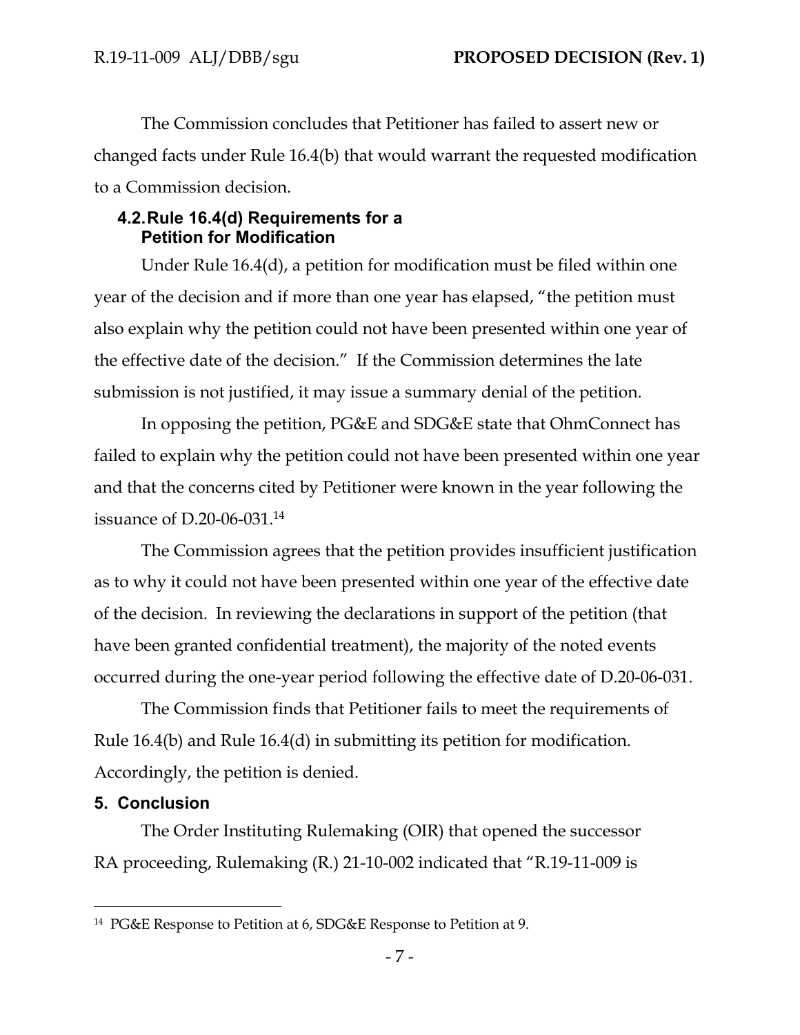The Commission concludes that Petitioner has failed to assert new or changed facts under Rule 16.4(b) that would warrant the requested modification to a Commission decision.

### 4.2. Rule 16.4(d) Requirements for a Petition for Modification

Under Rule 16.4(d), a petition for modification must be filed within one year of the decision and if more than one year has elapsed, "the petition must also explain why the petition could not have been presented within one year of the effective date of the decision." If the Commission determines the late submission is not justified, it may issue a summary denial of the petition.

In opposing the petition, PG&E and SDG&E state that OhmConnect has failed to explain why the petition could not have been presented within one year and that the concerns cited by Petitioner were known in the year following the issuance of D.20-06-031.[14]

The Commission agrees that the petition provides insufficient justification as to why it could not have been presented within one year of the effective date of the decision. In reviewing the declarations in support of the petition (that have been granted confidential treatment), the majority of the noted events occurred during the one-year period following the effective date of D.20-06-031.

The Commission finds that Petitioner fails to meet the requirements of Rule 16.4(b) and Rule 16.4(d) in submitting its petition for modification. Accordingly, the petition is denied.

## 5. Conclusion

The Order Instituting Rulemaking (OIR) that opened the successor RA proceeding, Rulemaking (R.) 21-10-002 indicated that "R.19-11-009 is

---

[14] PG&E Response to Petition at 6, SDG&E Response to Petition at 9.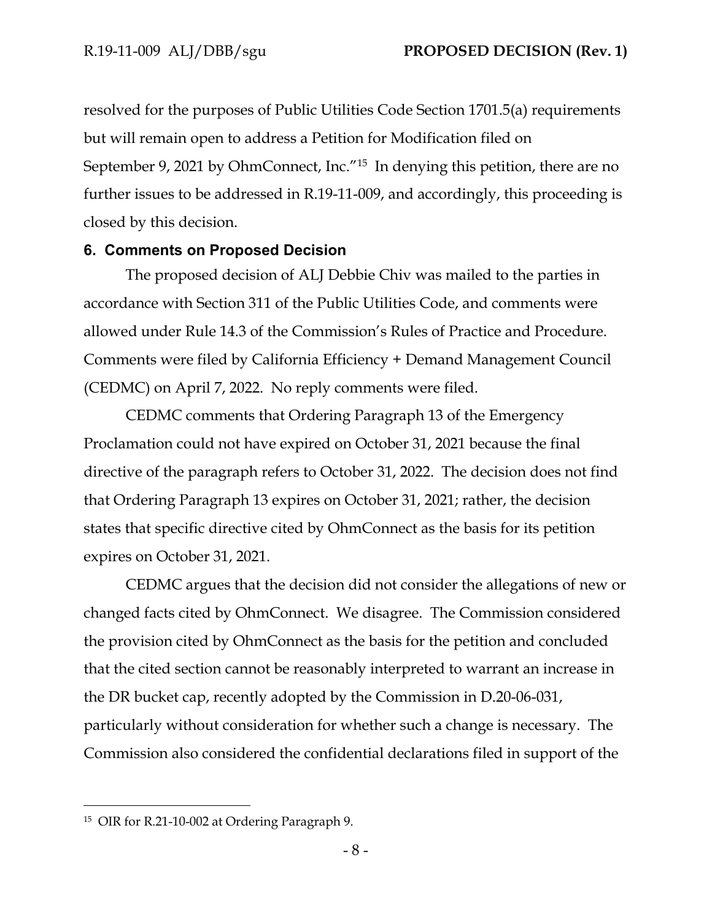resolved for the purposes of Public Utilities Code Section 1701.5(a) requirements but will remain open to address a Petition for Modification filed on September 9, 2021 by OhmConnect, Inc."[15] In denying this petition, there are no further issues to be addressed in R.19-11-009, and accordingly, this proceeding is closed by this decision.

## 6. Comments on Proposed Decision

The proposed decision of ALJ Debbie Chiv was mailed to the parties in accordance with Section 311 of the Public Utilities Code, and comments were allowed under Rule 14.3 of the Commission's Rules of Practice and Procedure. Comments were filed by California Efficiency + Demand Management Council (CEDMC) on April 7, 2022. No reply comments were filed.

CEDMC comments that Ordering Paragraph 13 of the Emergency Proclamation could not have expired on October 31, 2021 because the final directive of the paragraph refers to October 31, 2022. The decision does not find that Ordering Paragraph 13 expires on October 31, 2021; rather, the decision states that specific directive cited by OhmConnect as the basis for its petition expires on October 31, 2021.

CEDMC argues that the decision did not consider the allegations of new or changed facts cited by OhmConnect. We disagree. The Commission considered the provision cited by OhmConnect as the basis for the petition and concluded that the cited section cannot be reasonably interpreted to warrant an increase in the DR bucket cap, recently adopted by the Commission in D.20-06-031, particularly without consideration for whether such a change is necessary. The Commission also considered the confidential declarations filed in support of the

---

[15] OIR for R.21-10-002 at Ordering Paragraph 9.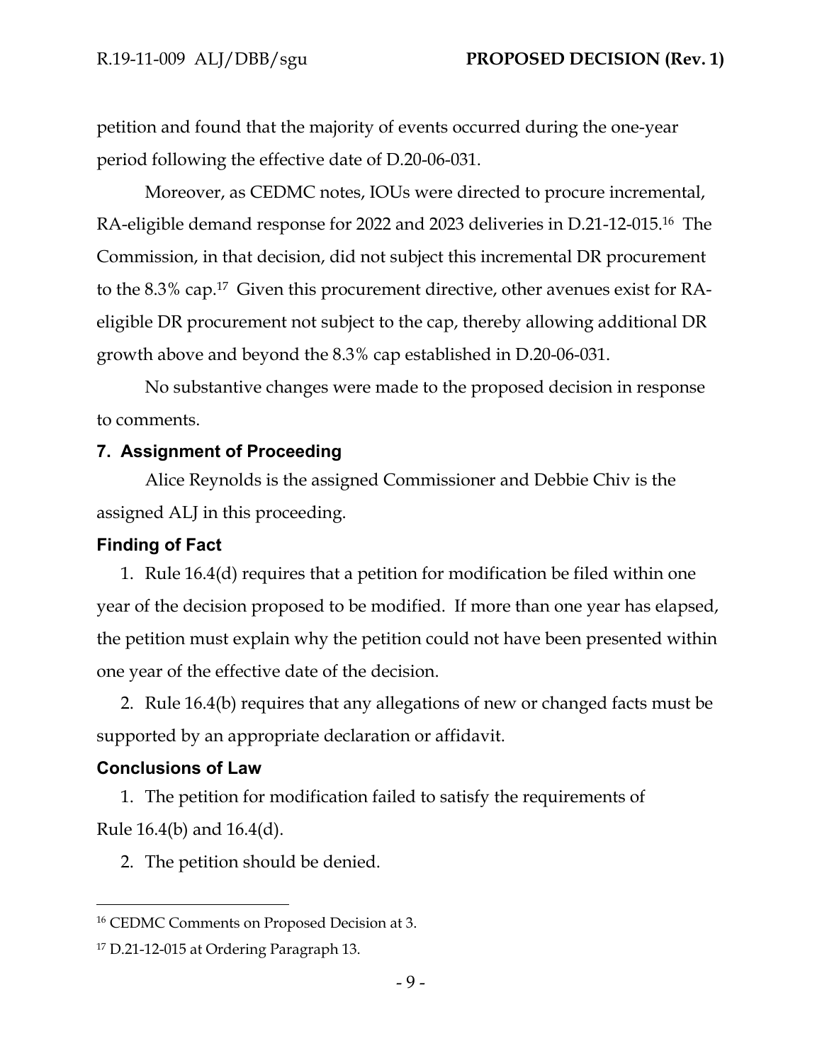petition and found that the majority of events occurred during the one-year period following the effective date of D.20-06-031.

Moreover, as CEDMC notes, IOUs were directed to procure incremental, RA-eligible demand response for 2022 and 2023 deliveries in D.21-12-015.[16] The Commission, in that decision, did not subject this incremental DR procurement to the 8.3% cap.[17] Given this procurement directive, other avenues exist for RA-eligible DR procurement not subject to the cap, thereby allowing additional DR growth above and beyond the 8.3% cap established in D.20-06-031.

No substantive changes were made to the proposed decision in response to comments.

## 7. Assignment of Proceeding

Alice Reynolds is the assigned Commissioner and Debbie Chiv is the assigned ALJ in this proceeding.

## Finding of Fact

1. Rule 16.4(d) requires that a petition for modification be filed within one year of the decision proposed to be modified. If more than one year has elapsed, the petition must explain why the petition could not have been presented within one year of the effective date of the decision.

2. Rule 16.4(b) requires that any allegations of new or changed facts must be supported by an appropriate declaration or affidavit.

## Conclusions of Law

1. The petition for modification failed to satisfy the requirements of Rule 16.4(b) and 16.4(d).

2. The petition should be denied.

---

[16] CEDMC Comments on Proposed Decision at 3.

[17] D.21-12-015 at Ordering Paragraph 13.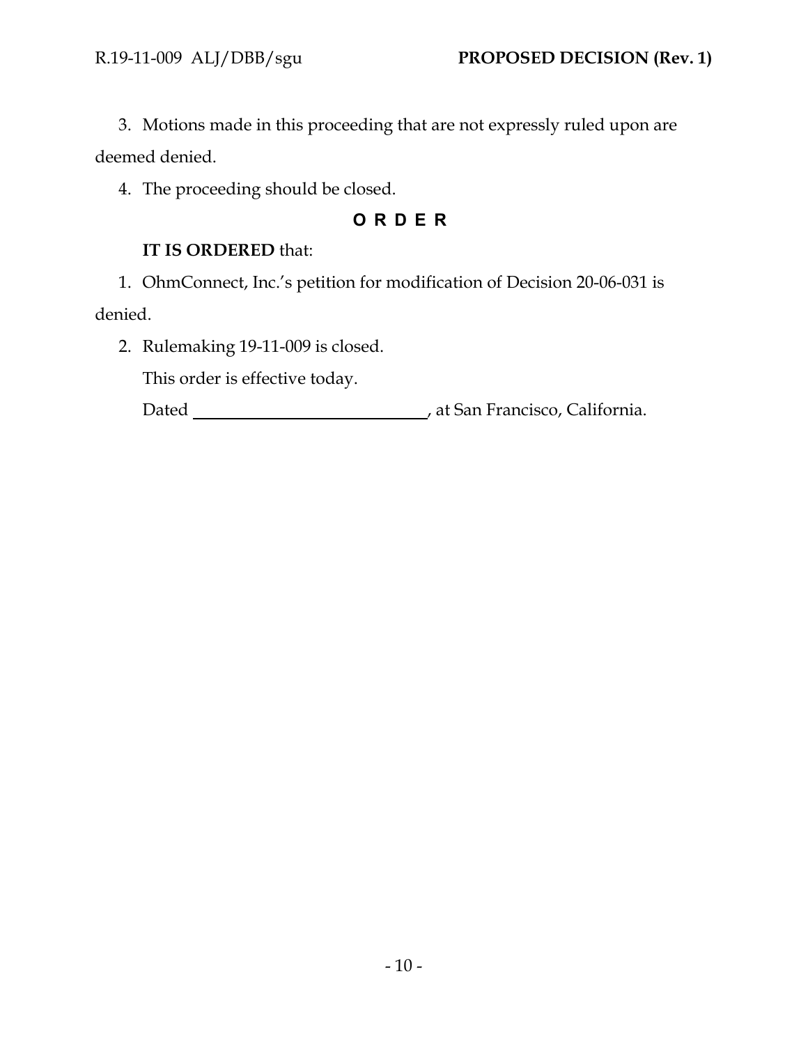3. Motions made in this proceeding that are not expressly ruled upon are deemed denied.

4. The proceeding should be closed.

## O R D E R

**IT IS ORDERED** that:

1. OhmConnect, Inc.'s petition for modification of Decision 20-06-031 is denied.

2. Rulemaking 19-11-009 is closed.

This order is effective today.

Dated \_\_\_\_\_\_\_\_\_\_\_\_\_\_\_\_\_\_\_\_\_\_\_\_\_\_\_\_, at San Francisco, California.